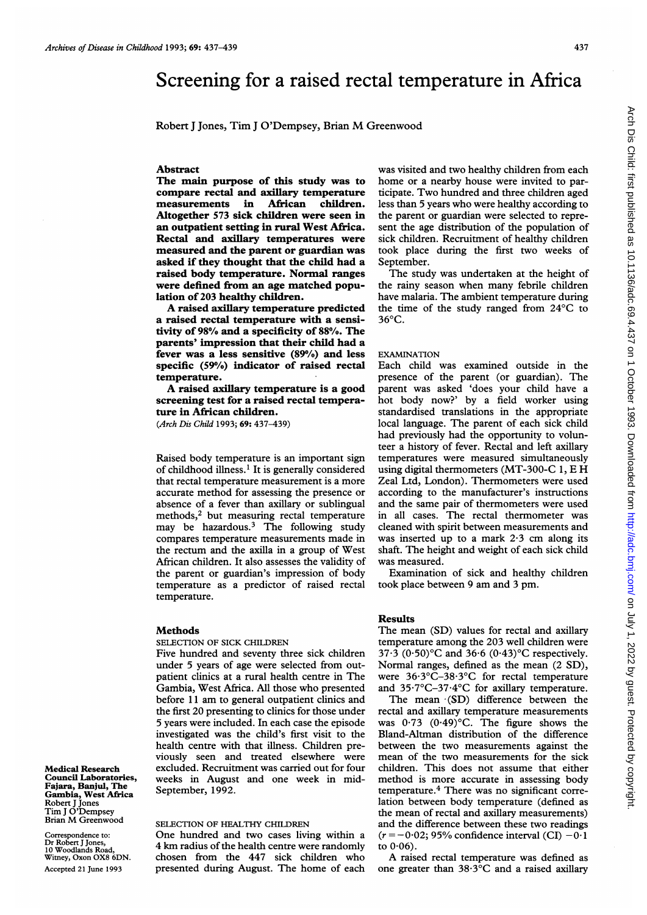# Screening for a raised rectal temperature in Africa

Robert J Jones, Tim J O'Dempsey, Brian M Greenwood

## Abstract

**The main purpose of this study was to compare rectal and axillary temperature measurements in African children. Altogether 573 sick children were seen in an outpatient setting in rural West Africa. Rectal and axillary temperatures were measured and the parent or guardian was asked if they thought that the child had a raised body temperature. Normal ranges were defined from an age matched population of 203 healthy children.**

**A raised axillary temperature predicted a raised rectal temperature with a sensitivity of 98% and a specificity of 88%. The parents' impression that their child had a fever was a less sensitive (89%) and less specific (59%) indicator of raised rectal temperature.**

**A raised axillary temperature is a good screening test for a raised rectal temperature in African children.**

(*Arch Dis Child* 1993; **69:** 437–439)

Raised body temperature is an important sign of childhood illness.[1] It is generally considered that rectal temperature measurement is a more accurate method for assessing the presence or absence of a fever than axillary or sublingual methods,[2] but measuring rectal temperature may be hazardous.[3] The following study compares temperature measurements made in the rectum and the axilla in a group of West African children. It also assesses the validity of the parent or guardian's impression of body temperature as a predictor of raised rectal temperature.

## Methods

### SELECTION OF SICK CHILDREN

Five hundred and seventy three sick children under 5 years of age were selected from outpatient clinics at a rural health centre in The Gambia, West Africa. All those who presented before 11 am to general outpatient clinics and the first 20 presenting to clinics for those under 5 years were included. In each case the episode investigated was the child's first visit to the health centre with that illness. Children previously seen and treated elsewhere were excluded. Recruitment was carried out for four weeks in August and one week in mid-September, 1992.

### SELECTION OF HEALTHY CHILDREN

One hundred and two cases living within a 4 km radius of the health centre were randomly chosen from the 447 sick children who presented during August. The home of each was visited and two healthy children from each home or a nearby house were invited to participate. Two hundred and three children aged less than 5 years who were healthy according to the parent or guardian were selected to represent the age distribution of the population of sick children. Recruitment of healthy children took place during the first two weeks of September.

The study was undertaken at the height of the rainy season when many febrile children have malaria. The ambient temperature during the time of the study ranged from 24°C to 36°C.

### EXAMINATION

Each child was examined outside in the presence of the parent (or guardian). The parent was asked 'does your child have a hot body now?' by a field worker using standardised translations in the appropriate local language. The parent of each sick child had previously had the opportunity to volunteer a history of fever. Rectal and left axillary temperatures were measured simultaneously using digital thermometers (MT-300-C 1, E H Zeal Ltd, London). Thermometers were used according to the manufacturer's instructions and the same pair of thermometers were used in all cases. The rectal thermometer was cleaned with spirit between measurements and was inserted up to a mark 2·3 cm along its shaft. The height and weight of each sick child was measured.

Examination of sick and healthy children took place between 9 am and 3 pm.

## Results

The mean (SD) values for rectal and axillary temperature among the 203 well children were 37·3 (0·50)°C and 36·6 (0·43)°C respectively. Normal ranges, defined as the mean (2 SD), were 36·3°C–38·3°C for rectal temperature and 35·7°C–37·4°C for axillary temperature.

The mean (SD) difference between the rectal and axillary temperature measurements was 0·73 (0·49)°C. The figure shows the Bland-Altman distribution of the difference between the two measurements against the mean of the two measurements for the sick children. This does not assume that either method is more accurate in assessing body temperature.[4] There was no significant correlation between body temperature (defined as the mean of rectal and axillary measurements) and the difference between these two readings ($r = -0{\cdot}02$; 95% confidence interval (CI) $-0{\cdot}1$ to 0·06).

A raised rectal temperature was defined as one greater than 38·3°C and a raised axillary

Medical Research Council Laboratories, Fajara, Banjul, The Gambia, West Africa
Robert J Jones
Tim J O'Dempsey
Brian M Greenwood

Correspondence to:
Dr Robert J Jones,
10 Woodlands Road,
Witney, Oxon OX8 6DN.

Accepted 21 June 1993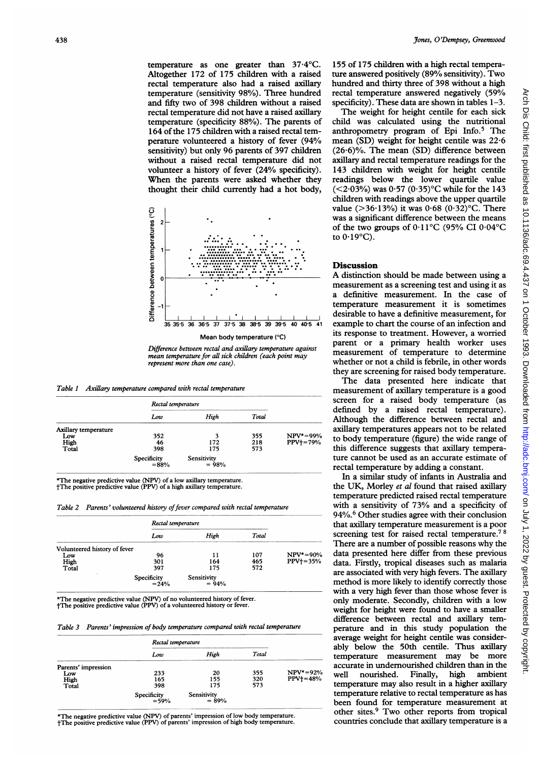temperature as one greater than 37·4°C. Altogether 172 of 175 children with a raised rectal temperature also had a raised axillary temperature (sensitivity 98%). Three hundred and fifty two of 398 children without a raised rectal temperature did not have a raised axillary temperature (specificity 88%). The parents of 164 of the 175 children with a raised rectal temperature volunteered a history of fever (94% sensitivity) but only 96 parents of 397 children without a raised rectal temperature did not volunteer a history of fever (24% specificity). When the parents were asked whether they thought their child currently had a hot body,

*Difference between rectal and axillary temperature against mean temperature for all sick children (each point may represent more than one case).*

*Table 1 Axillary temperature compared with rectal temperature*

| | Rectal temperature | | | |
|---|---|---|---|---|
| | Low | High | Total | |
| Axillary temperature | | | | |
| Low | 352 | 3 | 355 | NPV*=99% |
| High | 46 | 172 | 218 | PPV†=79% |
| Total | 398 | 175 | 573 | |
| | Specificity =88% | Sensitivity = 98% | | |

*The negative predictive value (NPV) of a low axillary temperature.
†The positive predictive value (PPV) of a high axillary temperature.

*Table 2 Parents' volunteered history of fever compared with rectal temperature*

| | Rectal temperature | | | |
|---|---|---|---|---|
| | Low | High | Total | |
| Volunteered history of fever | | | | |
| Low | 96 | 11 | 107 | NPV*=90% |
| High | 301 | 164 | 465 | PPV†=35% |
| Total | 397 | 175 | 572 | |
| | Specificity =24% | Sensitivity = 94% | | |

*The negative predictive value (NPV) of no volunteered history of fever.
†The positive predictive value (PPV) of a volunteered history or fever.

*Table 3 Parents' impression of body temperature compared with rectal temperature*

| | Rectal temperature | | | |
|---|---|---|---|---|
| | Low | High | Total | |
| Parents' impression | | | | |
| Low | 233 | 20 | 355 | NPV*=92% |
| High | 165 | 155 | 320 | PPV†=48% |
| Total | 398 | 175 | 573 | |
| | Specificity =59% | Sensitivity = 89% | | |

*The negative predictive value (NPV) of parents' impression of low body temperature.
†The positive predictive value (PPV) of parents' impression of high body temperature.

155 of 175 children with a high rectal temperature answered positively (89% sensitivity). Two hundred and thirty three of 398 without a high rectal temperature answered negatively (59% specificity). These data are shown in tables 1–3.

The weight for height centile for each sick child was calculated using the nutritional anthropometry program of Epi Info.[5] The mean (SD) weight for height centile was 22·6 (26·6)%. The mean (SD) difference between axillary and rectal temperature readings for the 143 children with weight for height centile readings below the lower quartile value (<2·03%) was 0·57 (0·35)°C while for the 143 children with readings above the upper quartile value (>36·13%) it was 0·68 (0·32)°C. There was a significant difference between the means of the two groups of 0·11°C (95% CI 0·04°C to 0·19°C).

## Discussion

A distinction should be made between using a measurement as a screening test and using it as a definitive measurement. In the case of temperature measurement it is sometimes desirable to have a definitive measurement, for example to chart the course of an infection and its response to treatment. However, a worried parent or a primary health worker uses measurement of temperature to determine whether or not a child is febrile, in other words they are screening for raised body temperature.

The data presented here indicate that measurement of axillary temperature is a good screen for a raised body temperature (as defined by a raised rectal temperature). Although the difference between rectal and axillary temperatures appears not to be related to body temperature (figure) the wide range of this difference suggests that axillary temperature cannot be used as an accurate estimate of rectal temperature by adding a constant.

In a similar study of infants in Australia and the UK, Morley *et al* found that raised axillary temperature predicted raised rectal temperature with a sensitivity of 73% and a specificity of 94%.[6] Other studies agree with their conclusion that axillary temperature measurement is a poor screening test for raised rectal temperature.[7,8] There are a number of possible reasons why the data presented here differ from these previous data. Firstly, tropical diseases such as malaria are associated with very high fevers. The axillary method is more likely to identify correctly those with a very high fever than those whose fever is only moderate. Secondly, children with a low weight for height were found to have a smaller difference between rectal and axillary temperature and in this study population the average weight for height centile was considerably below the 50th centile. Thus axillary temperature measurement may be more accurate in undernourished children than in the well nourished. Finally, high ambient temperature may also result in a higher axillary temperature relative to rectal temperature as has been found for temperature measurement at other sites.[9] Two other reports from tropical countries conclude that axillary temperature is a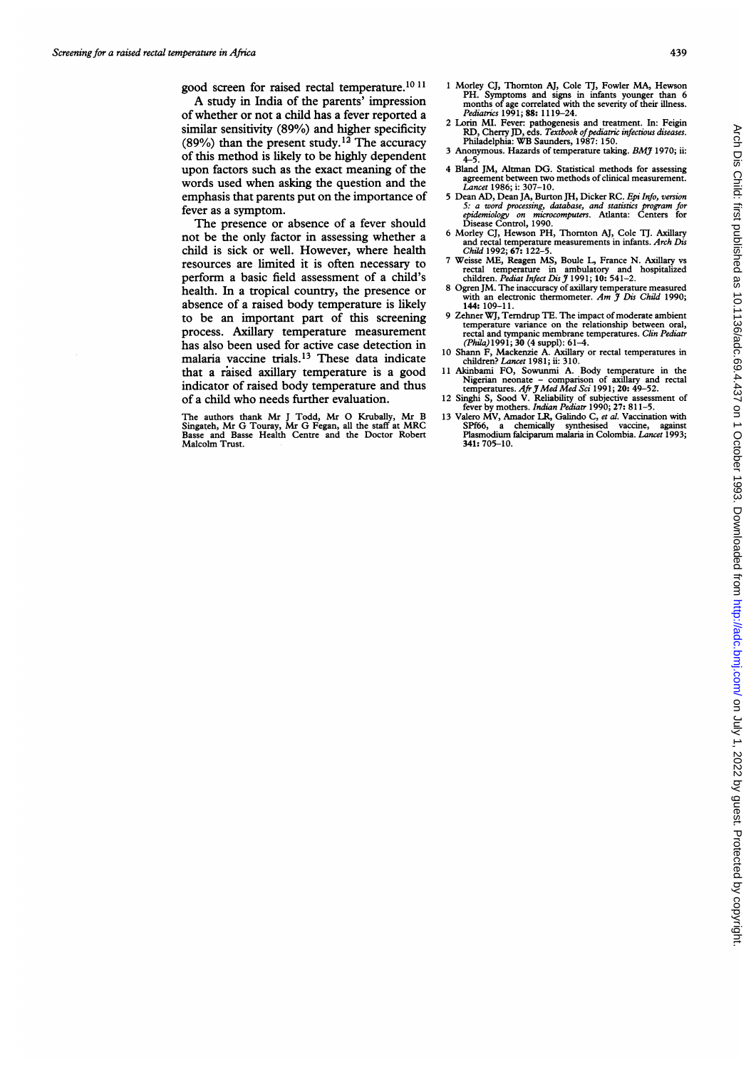good screen for raised rectal temperature.[10 11]

A study in India of the parents' impression of whether or not a child has a fever reported a similar sensitivity (89%) and higher specificity (89%) than the present study.[12] The accuracy of this method is likely to be highly dependent upon factors such as the exact meaning of the words used when asking the question and the emphasis that parents put on the importance of fever as a symptom.

The presence or absence of a fever should not be the only factor in assessing whether a child is sick or well. However, where health resources are limited it is often necessary to perform a basic field assessment of a child's health. In a tropical country, the presence or absence of a raised body temperature is likely to be an important part of this screening process. Axillary temperature measurement has also been used for active case detection in malaria vaccine trials.[13] These data indicate that a raised axillary temperature is a good indicator of raised body temperature and thus of a child who needs further evaluation.

The authors thank Mr J Todd, Mr O Krubally, Mr B Singateh, Mr G Touray, Mr G Fegan, all the staff at MRC Basse and Basse Health Centre and the Doctor Robert Malcolm Trust.

1 Morley CJ, Thornton AJ, Cole TJ, Fowler MA, Hewson PH. Symptoms and signs in infants younger than 6 months of age correlated with the severity of their illness. *Pediatrics* 1991; **88:** 1119–24.
2 Lorin MI. Fever: pathogenesis and treatment. In: Feigin RD, Cherry JD, eds. *Textbook of pediatric infectious diseases.* Philadelphia: WB Saunders, 1987: 150.
3 Anonymous. Hazards of temperature taking. *BMJ* 1970; ii: 4–5.
4 Bland JM, Altman DG. Statistical methods for assessing agreement between two methods of clinical measurement. *Lancet* 1986; i: 307–10.
5 Dean AD, Dean JA, Burton JH, Dicker RC. *Epi Info, version 5: a word processing, database, and statistics program for epidemiology on microcomputers.* Atlanta: Centers for Disease Control, 1990.
6 Morley CJ, Hewson PH, Thornton AJ, Cole TJ. Axillary and rectal temperature measurements in infants. *Arch Dis Child* 1992; **67:** 122–5.
7 Weisse ME, Reagen MS, Boule L, France N. Axillary vs rectal temperature in ambulatory and hospitalized children. *Pediat Infect Dis J* 1991; **10:** 541–2.
8 Ogren JM. The inaccuracy of axillary temperature measured with an electronic thermometer. *Am J Dis Child* 1990; **144:** 109–11.
9 Zehner WJ, Terndrup TE. The impact of moderate ambient temperature variance on the relationship between oral, rectal and tympanic membrane temperatures. *Clin Pediatr (Phila)* 1991; **30** (4 suppl): 61–4.
10 Shann F, Mackenzie A. Axillary or rectal temperatures in children? *Lancet* 1981; ii: 310.
11 Akinbami FO, Sowunmi A. Body temperature in the Nigerian neonate – comparison of axillary and rectal temperatures. *Afr J Med Med Sci* 1991; **20:** 49–52.
12 Singhi S, Sood V. Reliability of subjective assessment of fever by mothers. *Indian Pediatr* 1990; **27:** 811–5.
13 Valero MV, Amador LR, Galindo C, *et al.* Vaccination with SPf66, a chemically synthesised vaccine, against Plasmodium falciparum malaria in Colombia. *Lancet* 1993; **341:** 705–10.